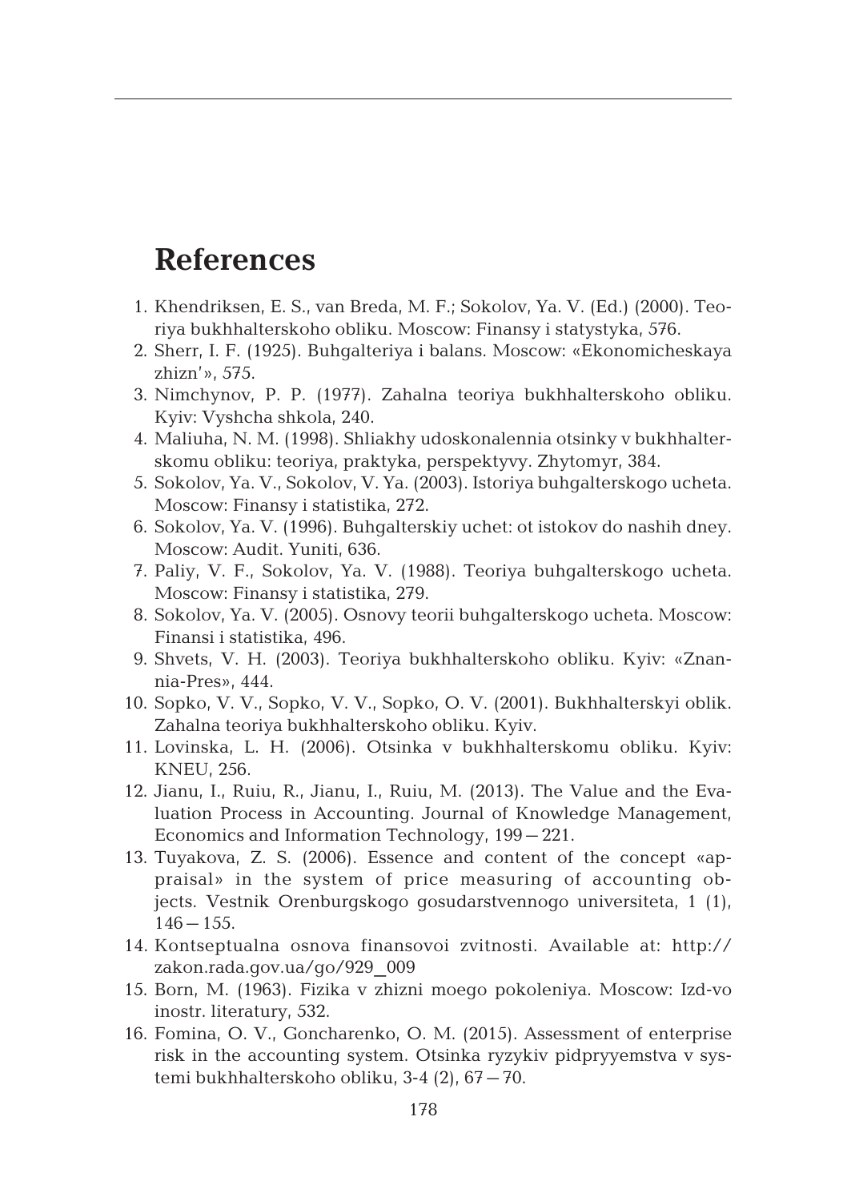# References

1. Khendriksen, E. S., van Breda, M. F.; Sokolov, Ya. V. (Ed.) (2000). Teoriya bukhhalterskoho obliku. Moscow: Finansy i statystyka, 576.
2. Sherr, I. F. (1925). Buhgalteriya i balans. Moscow: «Ekonomicheskaya zhizn'», 575.
3. Nimchynov, P. P. (1977). Zahalna teoriya bukhhalterskoho obliku. Kyiv: Vyshcha shkola, 240.
4. Maliuha, N. M. (1998). Shliakhy udoskonalennia otsinky v bukhhalterskomu obliku: teoriya, praktyka, perspektyvy. Zhytomyr, 384.
5. Sokolov, Ya. V., Sokolov, V. Ya. (2003). Istoriya buhgalterskogo ucheta. Moscow: Finansy i statistika, 272.
6. Sokolov, Ya. V. (1996). Buhgalterskiy uchet: ot istokov do nashih dney. Moscow: Audit. Yuniti, 636.
7. Paliy, V. F., Sokolov, Ya. V. (1988). Teoriya buhgalterskogo ucheta. Moscow: Finansy i statistika, 279.
8. Sokolov, Ya. V. (2005). Osnovy teorii buhgalterskogo ucheta. Moscow: Finansi i statistika, 496.
9. Shvets, V. H. (2003). Teoriya bukhhalterskoho obliku. Kyiv: «Znannia-Pres», 444.
10. Sopko, V. V., Sopko, V. V., Sopko, O. V. (2001). Bukhhalterskyi oblik. Zahalna teoriya bukhhalterskoho obliku. Kyiv.
11. Lovinska, L. H. (2006). Otsinka v bukhhalterskomu obliku. Kyiv: KNEU, 256.
12. Jianu, I., Ruiu, R., Jianu, I., Ruiu, M. (2013). The Value and the Evaluation Process in Accounting. Journal of Knowledge Management, Economics and Information Technology, 199—221.
13. Tuyakova, Z. S. (2006). Essence and content of the concept «appraisal» in the system of price measuring of accounting objects. Vestnik Orenburgskogo gosudarstvennogo universiteta, 1 (1), 146—155.
14. Kontseptualna osnova finansovoi zvitnosti. Available at: http://zakon.rada.gov.ua/go/929_009
15. Born, M. (1963). Fizika v zhizni moego pokoleniya. Moscow: Izd-vo inostr. literatury, 532.
16. Fomina, O. V., Goncharenko, O. M. (2015). Assessment of enterprise risk in the accounting system. Otsinka ryzykiv pidpryyemstva v systemi bukhhalterskoho obliku, 3-4 (2), 67—70.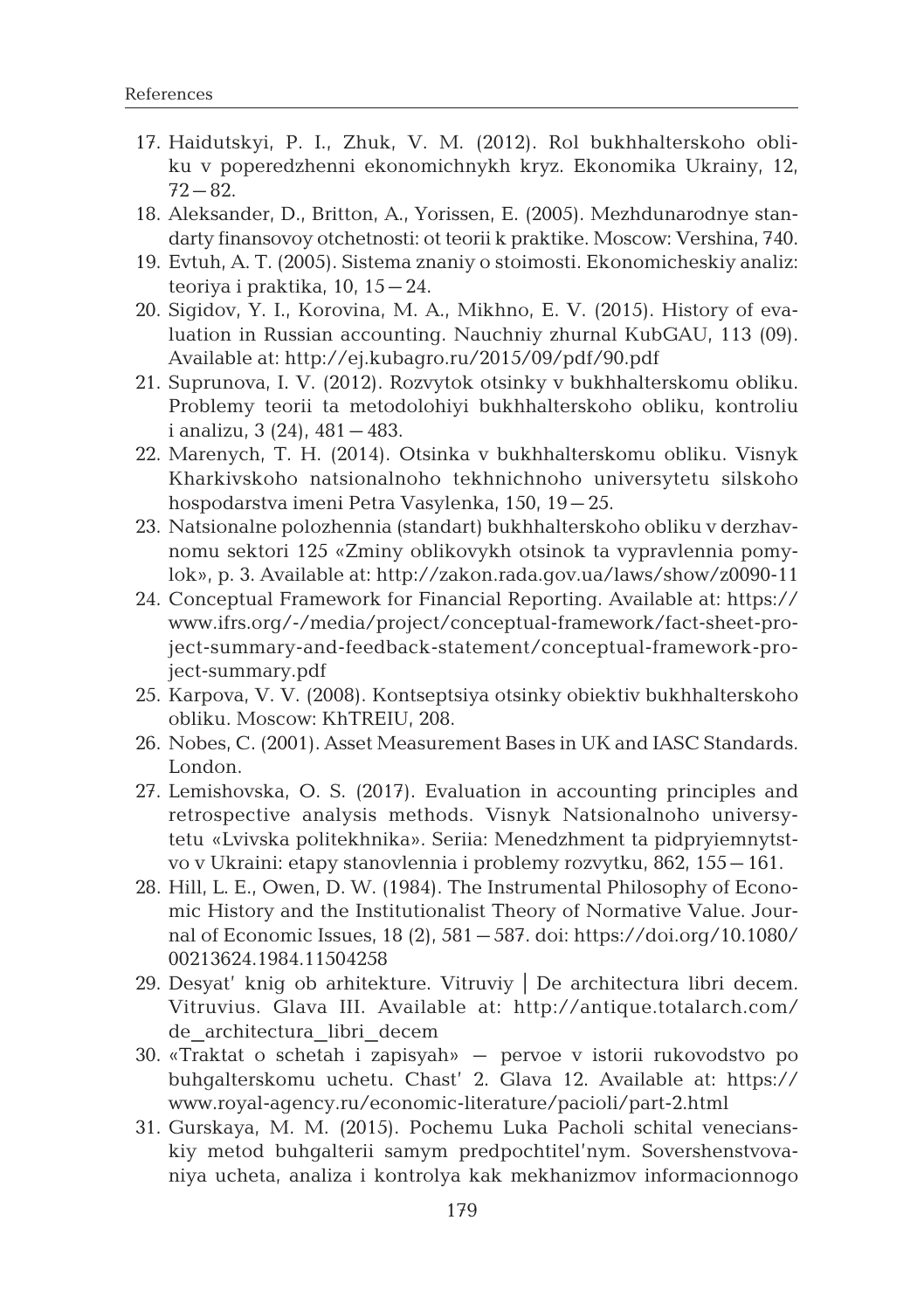17. Haidutskyi, P. I., Zhuk, V. M. (2012). Rol bukhhalterskoho obliku v poperedzhenni ekonomichnykh kryz. Ekonomika Ukrainy, 12, 72—82.
18. Aleksander, D., Britton, A., Yorissen, E. (2005). Mezhdunarodnye standarty finansovoy otchetnosti: ot teorii k praktike. Moscow: Vershina, 740.
19. Evtuh, A. T. (2005). Sistema znaniy o stoimosti. Ekonomicheskiy analiz: teoriya i praktika, 10, 15—24.
20. Sigidov, Y. I., Korovina, M. A., Mikhno, E. V. (2015). History of evaluation in Russian accounting. Nauchniy zhurnal KubGAU, 113 (09). Available at: http://ej.kubagro.ru/2015/09/pdf/90.pdf
21. Suprunova, I. V. (2012). Rozvytok otsinky v bukhhalterskomu obliku. Problemy teorii ta metodolohiyi bukhhalterskoho obliku, kontroliu i analizu, 3 (24), 481—483.
22. Marenych, T. H. (2014). Otsinka v bukhhalterskomu obliku. Visnyk Kharkivskoho natsionalnoho tekhnichnoho universytetu silskoho hospodarstva imeni Petra Vasylenka, 150, 19—25.
23. Natsionalne polozhennia (standart) bukhhalterskoho obliku v derzhavnomu sektori 125 «Zminy oblikovykh otsinok ta vypravlennia pomylok», p. 3. Available at: http://zakon.rada.gov.ua/laws/show/z0090-11
24. Conceptual Framework for Financial Reporting. Available at: https://www.ifrs.org/-/media/project/conceptual-framework/fact-sheet-project-summary-and-feedback-statement/conceptual-framework-project-summary.pdf
25. Karpova, V. V. (2008). Kontseptsiya otsinky obiektiv bukhhalterskoho obliku. Moscow: KhTREIU, 208.
26. Nobes, C. (2001). Asset Measurement Bases in UK and IASC Standards. London.
27. Lemishovska, O. S. (2017). Evaluation in accounting principles and retrospective analysis methods. Visnyk Natsionalnoho universytetu «Lvivska politekhnika». Seriia: Menedzhment ta pidpryiemnytstvo v Ukraini: etapy stanovlennia i problemy rozvytku, 862, 155—161.
28. Hill, L. E., Owen, D. W. (1984). The Instrumental Philosophy of Economic History and the Institutionalist Theory of Normative Value. Journal of Economic Issues, 18 (2), 581—587. doi: https://doi.org/10.1080/00213624.1984.11504258
29. Desyat' knig ob arhitekture. Vitruviy | De architectura libri decem. Vitruvius. Glava III. Available at: http://antique.totalarch.com/de_architectura_libri_decem
30. «Traktat o schetah i zapisyah» — pervoe v istorii rukovodstvo po buhgalterskomu uchetu. Chast' 2. Glava 12. Available at: https://www.royal-agency.ru/economic-literature/pacioli/part-2.html
31. Gurskaya, M. M. (2015). Pochemu Luka Pacholi schital venecianskiy metod buhgalterii samym predpochtitel'nym. Sovershenstvovaniya ucheta, analiza i kontrolya kak mekhanizmov informacionnogo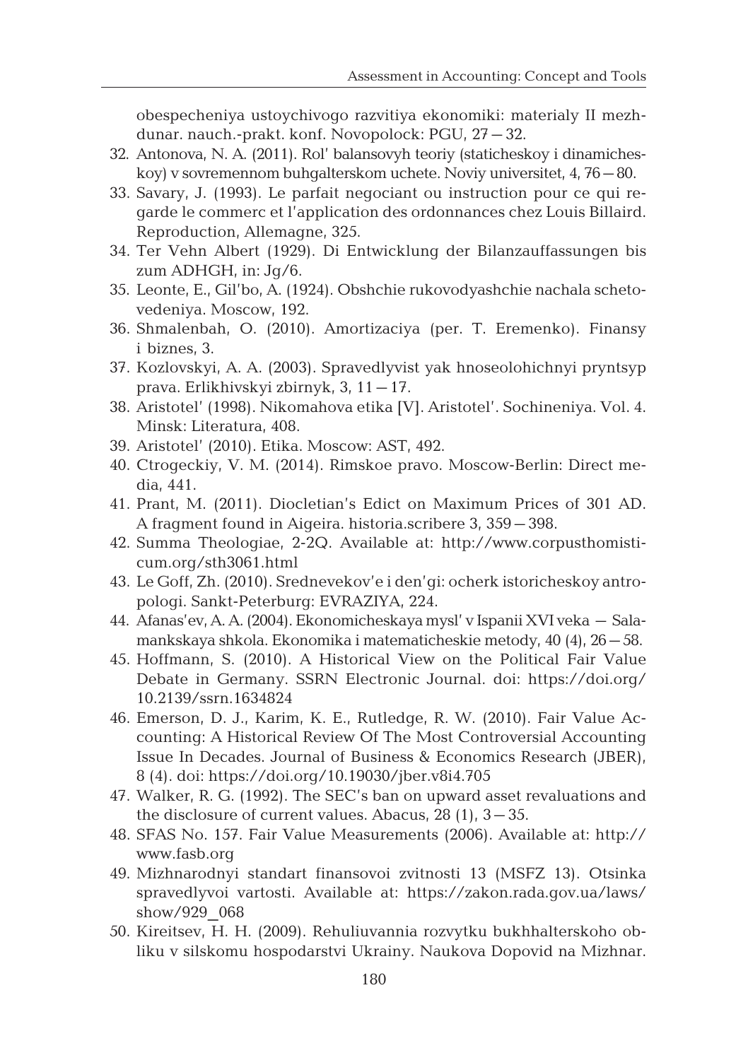obespecheniya ustoychivogo razvitiya ekonomiki: materialy II mezhdunar. nauch.-prakt. konf. Novopolock: PGU, 27—32.

32. Antonova, N. A. (2011). Rol' balansovyh teoriy (staticheskoy i dinamicheskoy) v sovremennom buhgalterskom uchete. Noviy universitet, 4, 76—80.
33. Savary, J. (1993). Le parfait negociant ou instruction pour ce qui regarde le commerc et l'application des ordonnances chez Louis Billaird. Reproduction, Allemagne, 325.
34. Ter Vehn Albert (1929). Di Entwicklung der Bilanzauffassungen bis zum ADHGH, in: Jg/6.
35. Leonte, E., Gil'bo, A. (1924). Obshchie rukovodyashchie nachala schetovedeniya. Moscow, 192.
36. Shmalenbah, O. (2010). Amortizaciya (per. T. Eremenko). Finansy i biznes, 3.
37. Kozlovskyi, A. A. (2003). Spravedlyvist yak hnoseolohichnyi pryntsyp prava. Erlikhivskyi zbirnyk, 3, 11—17.
38. Aristotel' (1998). Nikomahova etika [V]. Aristotel'. Sochineniya. Vol. 4. Minsk: Literatura, 408.
39. Aristotel' (2010). Etika. Moscow: AST, 492.
40. Ctrogeckiy, V. M. (2014). Rimskoe pravo. Moscow-Berlin: Direct media, 441.
41. Prant, M. (2011). Diocletian's Edict on Maximum Prices of 301 AD. A fragment found in Aigeira. historia.scribere 3, 359—398.
42. Summa Theologiae, 2-2Q. Available at: http://www.corpusthomisticum.org/sth3061.html
43. Le Goff, Zh. (2010). Srednevekov'e i den'gi: ocherk istoricheskoy antropologi. Sankt-Peterburg: EVRAZIYA, 224.
44. Afanas'ev, A. A. (2004). Ekonomicheskaya mysl' v Ispanii XVI veka — Salamankskaya shkola. Ekonomika i matematicheskie metody, 40 (4), 26—58.
45. Hoffmann, S. (2010). A Historical View on the Political Fair Value Debate in Germany. SSRN Electronic Journal. doi: https://doi.org/10.2139/ssrn.1634824
46. Emerson, D. J., Karim, K. E., Rutledge, R. W. (2010). Fair Value Accounting: A Historical Review Of The Most Controversial Accounting Issue In Decades. Journal of Business & Economics Research (JBER), 8 (4). doi: https://doi.org/10.19030/jber.v8i4.705
47. Walker, R. G. (1992). The SEC's ban on upward asset revaluations and the disclosure of current values. Abacus, 28 (1), 3—35.
48. SFAS No. 157. Fair Value Measurements (2006). Available at: http://www.fasb.org
49. Mizhnarodnyi standart finansovoi zvitnosti 13 (MSFZ 13). Otsinka spravedlyvoi vartosti. Available at: https://zakon.rada.gov.ua/laws/show/929_068
50. Kireitsev, H. H. (2009). Rehuliuvannia rozvytku bukhhalterskoho obliku v silskomu hospodarstvi Ukrainy. Naukova Dopovid na Mizhnar.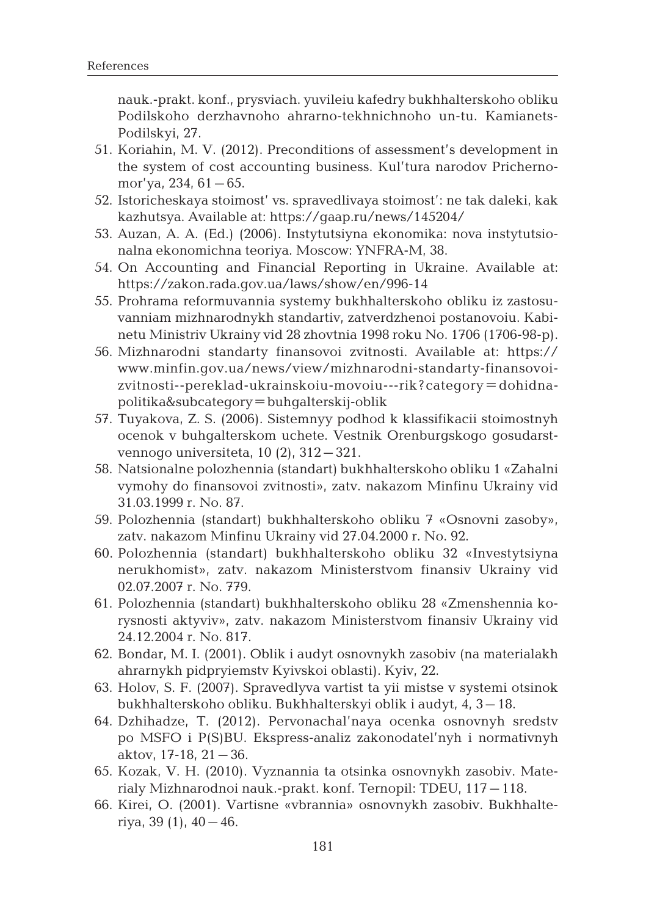nauk.-prakt. konf., prysviach. yuvileiu kafedry bukhhalterskoho obliku Podilskoho derzhavnoho ahrarno-tekhnichnoho un-tu. Kamianets-Podilskyi, 27.

51. Koriahin, M. V. (2012). Preconditions of assessment's development in the system of cost accounting business. Kul'tura narodov Prichernomor'ya, 234, 61—65.
52. Istoricheskaya stoimost' vs. spravedlivaya stoimost': ne tak daleki, kak kazhutsya. Available at: https://gaap.ru/news/145204/
53. Auzan, A. A. (Ed.) (2006). Instytutsiyna ekonomika: nova instytutsionalna ekonomichna teoriya. Moscow: YNFRA-M, 38.
54. On Accounting and Financial Reporting in Ukraine. Available at: https://zakon.rada.gov.ua/laws/show/en/996-14
55. Prohrama reformuvannia systemy bukhhalterskoho obliku iz zastosuvanniam mizhnarodnykh standartiv, zatverdzhenoi postanovoiu. Kabinetu Ministriv Ukrainy vid 28 zhovtnia 1998 roku No. 1706 (1706-98-p).
56. Mizhnarodni standarty finansovoi zvitnosti. Available at: https://www.minfin.gov.ua/news/view/mizhnarodni-standarty-finansovoi-zvitnosti--pereklad-ukrainskoiu-movoiu---rik?category=dohidna-politika&subcategory=buhgalterskij-oblik
57. Tuyakova, Z. S. (2006). Sistemnyy podhod k klassifikacii stoimostnyh ocenok v buhgalterskom uchete. Vestnik Orenburgskogo gosudarstvennogo universiteta, 10 (2), 312—321.
58. Natsionalne polozhennia (standart) bukhhalterskoho obliku 1 «Zahalni vymohy do finansovoi zvitnosti», zatv. nakazom Minfinu Ukrainy vid 31.03.1999 r. No. 87.
59. Polozhennia (standart) bukhhalterskoho obliku 7 «Osnovni zasoby», zatv. nakazom Minfinu Ukrainy vid 27.04.2000 r. No. 92.
60. Polozhennia (standart) bukhhalterskoho obliku 32 «Investytsiyna nerukhomist», zatv. nakazom Ministerstvom finansiv Ukrainy vid 02.07.2007 r. No. 779.
61. Polozhennia (standart) bukhhalterskoho obliku 28 «Zmenshennia korysnosti aktyviv», zatv. nakazom Ministerstvom finansiv Ukrainy vid 24.12.2004 r. No. 817.
62. Bondar, M. I. (2001). Oblik i audyt osnovnykh zasobiv (na materialakh ahrarnykh pidpryiemstv Kyivskoi oblasti). Kyiv, 22.
63. Holov, S. F. (2007). Spravedlyva vartist ta yii mistse v systemi otsinok bukhhalterskoho obliku. Bukhhalterskyi oblik i audyt, 4, 3—18.
64. Dzhihadze, T. (2012). Pervonachal'naya ocenka osnovnyh sredstv po MSFO i P(S)BU. Ekspress-analiz zakonodatel'nyh i normativnyh aktov, 17-18, 21—36.
65. Kozak, V. H. (2010). Vyznannia ta otsinka osnovnykh zasobiv. Materialy Mizhnarodnoi nauk.-prakt. konf. Ternopil: TDEU, 117—118.
66. Kirei, O. (2001). Vartisne «vbrannia» osnovnykh zasobiv. Bukhhalteriya, 39 (1), 40—46.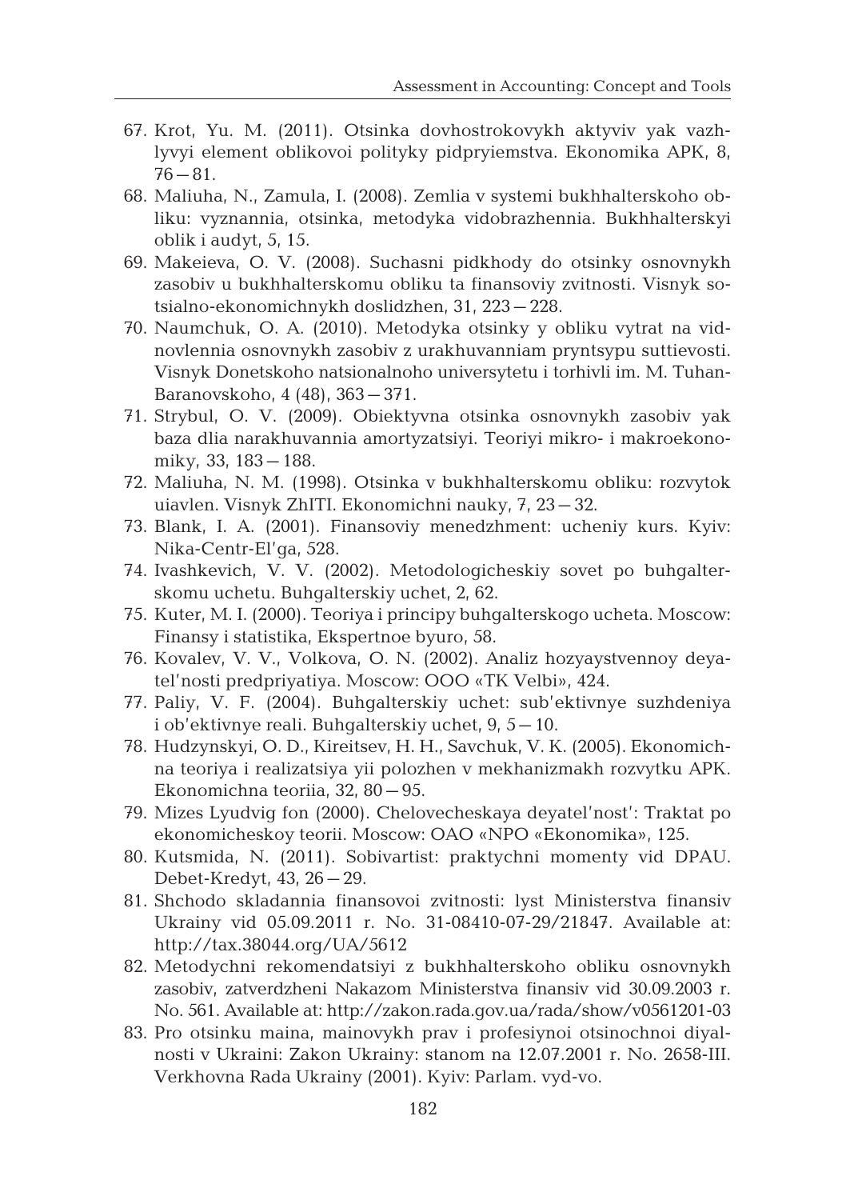67. Krot, Yu. M. (2011). Otsinka dovhostrokovykh aktyviv yak vazhlyvyi element oblikovoi polityky pidpryiemstva. Ekonomika APK, 8, 76 – 81.
68. Maliuha, N., Zamula, I. (2008). Zemlia v systemi bukhhalterskoho obliku: vyznannia, otsinka, metodyka vidobrazhennia. Bukhhalterskyi oblik i audyt, 5, 15.
69. Makeieva, O. V. (2008). Suchasni pidkhody do otsinky osnovnykh zasobiv u bukhhalterskomu obliku ta finansoviy zvitnosti. Visnyk sotsialno-ekonomichnykh doslidzhen, 31, 223 – 228.
70. Naumchuk, O. A. (2010). Metodyka otsinky y obliku vytrat na vidnovlennia osnovnykh zasobiv z urakhuvanniam pryntsypu suttievosti. Visnyk Donetskoho natsionalnoho universytetu i torhivli im. M. Tuhan-Baranovskoho, 4 (48), 363 – 371.
71. Strybul, O. V. (2009). Obiektyvna otsinka osnovnykh zasobiv yak baza dlia narakhuvannia amortyzatsiyi. Teoriyi mikro- i makroekonomiky, 33, 183 – 188.
72. Maliuha, N. M. (1998). Otsinka v bukhhalterskomu obliku: rozvytok uiavlen. Visnyk ZhITI. Ekonomichni nauky, 7, 23 – 32.
73. Blank, I. A. (2001). Finansoviy menedzhment: ucheniy kurs. Kyiv: Nika-Centr-El'ga, 528.
74. Ivashkevich, V. V. (2002). Metodologicheskiy sovet po buhgalterskomu uchetu. Buhgalterskiy uchet, 2, 62.
75. Kuter, M. I. (2000). Teoriya i principy buhgalterskogo ucheta. Moscow: Finansy i statistika, Ekspertnoe byuro, 58.
76. Kovalev, V. V., Volkova, O. N. (2002). Analiz hozyaystvennoy deyatel'nosti predpriyatiya. Moscow: OOO «TK Velbi», 424.
77. Paliy, V. F. (2004). Buhgalterskiy uchet: sub'ektivnye suzhdeniya i ob'ektivnye reali. Buhgalterskiy uchet, 9, 5 – 10.
78. Hudzynskyi, O. D., Kireitsev, H. H., Savchuk, V. K. (2005). Ekonomichna teoriya i realizatsiya yii polozhen v mekhanizmakh rozvytku APK. Ekonomichna teoriia, 32, 80 – 95.
79. Mizes Lyudvig fon (2000). Chelovecheskaya deyatel'nost': Traktat po ekonomicheskoy teorii. Moscow: OAO «NPO «Ekonomika», 125.
80. Kutsmida, N. (2011). Sobivartist: praktychni momenty vid DPAU. Debet-Kredyt, 43, 26 – 29.
81. Shchodo skladannia finansovoi zvitnosti: lyst Ministerstva finansiv Ukrainy vid 05.09.2011 r. No. 31-08410-07-29/21847. Available at: http://tax.38044.org/UA/5612
82. Metodychni rekomendatsiyi z bukhhalterskoho obliku osnovnykh zasobiv, zatverdzheni Nakazom Ministerstva finansiv vid 30.09.2003 r. No. 561. Available at: http://zakon.rada.gov.ua/rada/show/v0561201-03
83. Pro otsinku maina, mainovykh prav i profesiynoi otsinochnoi diyalnosti v Ukraini: Zakon Ukrainy: stanom na 12.07.2001 r. No. 2658-III. Verkhovna Rada Ukrainy (2001). Kyiv: Parlam. vyd-vo.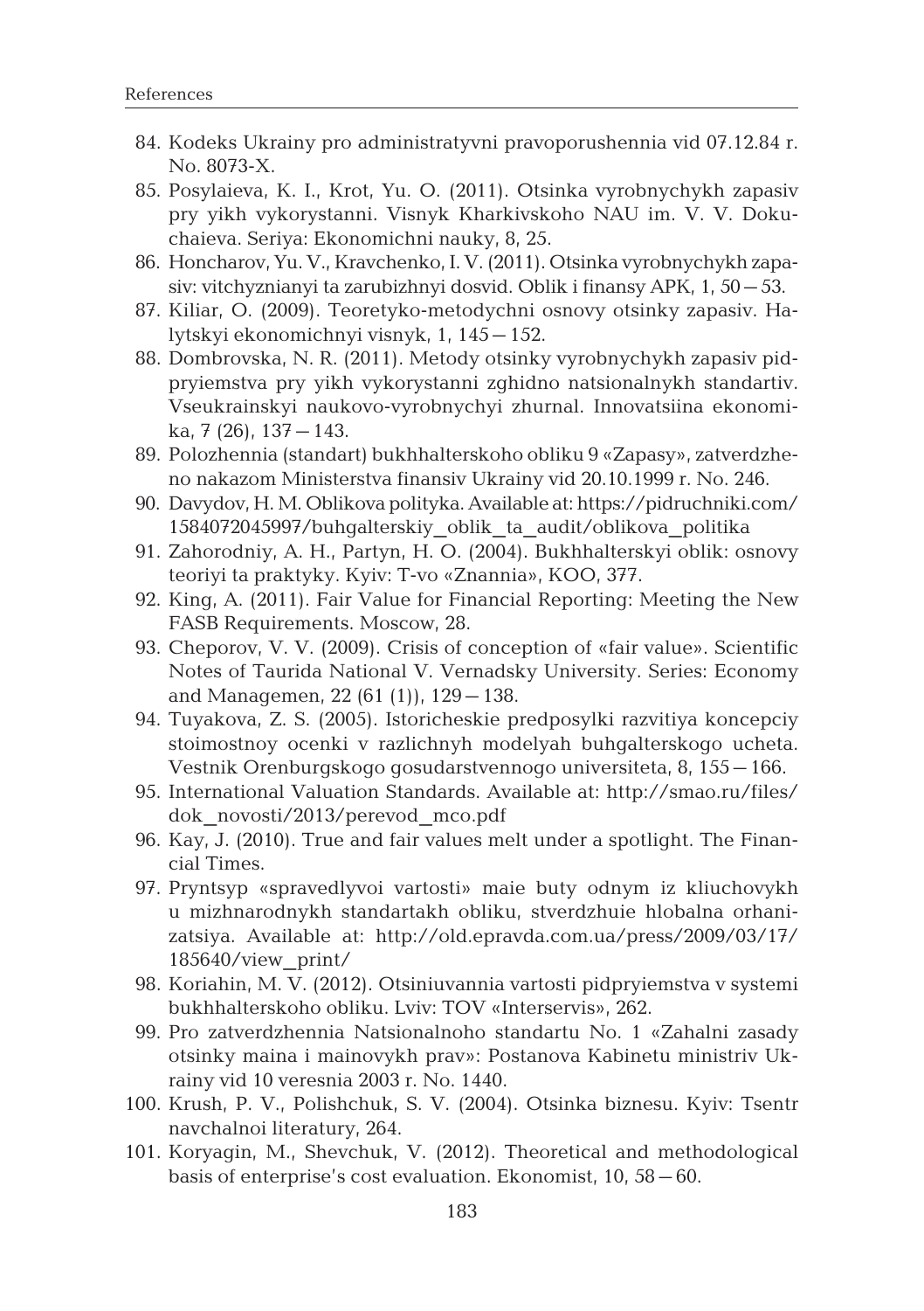84. Kodeks Ukrainy pro administratyvni pravoporushennia vid 07.12.84 r. No. 8073-X.
85. Posylaieva, K. I., Krot, Yu. O. (2011). Otsinka vyrobnychykh zapasiv pry yikh vykorystanni. Visnyk Kharkivskoho NAU im. V. V. Dokuchaieva. Seriya: Ekonomichni nauky, 8, 25.
86. Honcharov, Yu. V., Kravchenko, I. V. (2011). Otsinka vyrobnychykh zapasiv: vitchyznianyi ta zarubizhnyi dosvid. Oblik i finansy APK, 1, 50—53.
87. Kiliar, O. (2009). Teoretyko-metodychni osnovy otsinky zapasiv. Halytskyi ekonomichnyi visnyk, 1, 145—152.
88. Dombrovska, N. R. (2011). Metody otsinky vyrobnychykh zapasiv pidpryiemstva pry yikh vykorystanni zghidno natsionalnykh standartiv. Vseukrainskyi naukovo-vyrobnychyi zhurnal. Innovatsiina ekonomika, 7 (26), 137—143.
89. Polozhennia (standart) bukhhalterskoho obliku 9 «Zapasy», zatverdzheno nakazom Ministerstva finansiv Ukrainy vid 20.10.1999 r. No. 246.
90. Davydov, H. M. Oblikova polityka. Available at: https://pidruchniki.com/1584072045997/buhgalterskiy_oblik_ta_audit/oblikova_politika
91. Zahorodniy, A. H., Partyn, H. O. (2004). Bukhhalterskyi oblik: osnovy teoriyi ta praktyky. Kyiv: T-vo «Znannia», KOO, 377.
92. King, A. (2011). Fair Value for Financial Reporting: Meeting the New FASB Requirements. Moscow, 28.
93. Cheporov, V. V. (2009). Crisis of conception of «fair value». Scientific Notes of Taurida National V. Vernadsky University. Series: Economy and Managemen, 22 (61 (1)), 129—138.
94. Tuyakova, Z. S. (2005). Istoricheskie predposylki razvitiya koncepciy stoimostnoy ocenki v razlichnyh modelyah buhgalterskogo ucheta. Vestnik Orenburgskogo gosudarstvennogo universiteta, 8, 155—166.
95. International Valuation Standards. Available at: http://smao.ru/files/dok_novosti/2013/perevod_mco.pdf
96. Kay, J. (2010). True and fair values melt under a spotlight. The Financial Times.
97. Pryntsyp «spravedlyvoi vartosti» maie buty odnym iz kliuchovykh u mizhnarodnykh standartakh obliku, stverdzhuie hlobalna orhanizatsiya. Available at: http://old.epravda.com.ua/press/2009/03/17/185640/view_print/
98. Koriahin, M. V. (2012). Otsiniuvannia vartosti pidpryiemstva v systemi bukhhalterskoho obliku. Lviv: TOV «Interservis», 262.
99. Pro zatverdzhennia Natsionalnoho standartu No. 1 «Zahalni zasady otsinky maina i mainovykh prav»: Postanova Kabinetu ministriv Ukrainy vid 10 veresnia 2003 r. No. 1440.
100. Krush, P. V., Polishchuk, S. V. (2004). Otsinka biznesu. Kyiv: Tsentr navchalnoi literatury, 264.
101. Koryagin, M., Shevchuk, V. (2012). Theoretical and methodological basis of enterprise's cost evaluation. Ekonomist, 10, 58—60.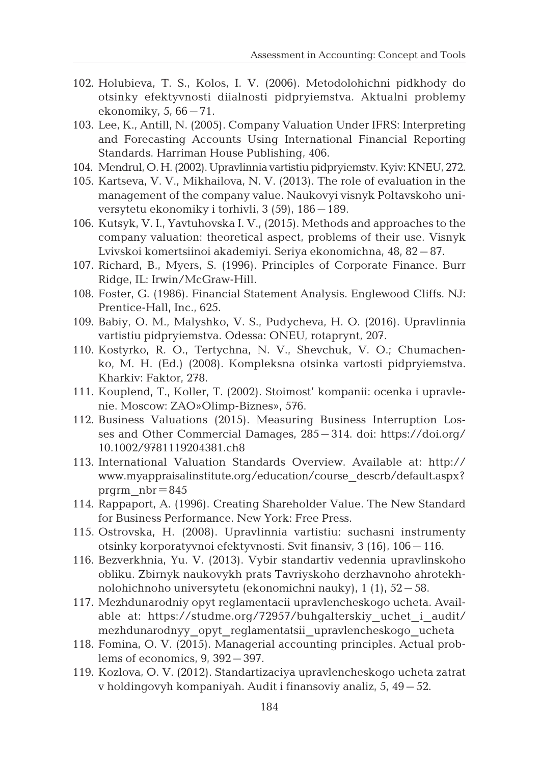102. Holubieva, T. S., Kolos, I. V. (2006). Metodolohichni pidkhody do otsinky efektyvnosti diialnosti pidpryiemstva. Aktualni problemy ekonomiky, 5, 66–71.
103. Lee, K., Antill, N. (2005). Company Valuation Under IFRS: Interpreting and Forecasting Accounts Using International Financial Reporting Standards. Harriman House Publishing, 406.
104. Mendrul, O. H. (2002). Upravlinnia vartistiu pidpryiemstv. Kyiv: KNEU, 272.
105. Kartseva, V. V., Mikhailova, N. V. (2013). The role of evaluation in the management of the company value. Naukovyi visnyk Poltavskoho universytetu ekonomiky i torhivli, 3 (59), 186–189.
106. Kutsyk, V. I., Yavtuhovska I. V., (2015). Methods and approaches to the company valuation: theoretical aspect, problems of their use. Visnyk Lvivskoi komertsiinoi akademiyi. Seriya ekonomichna, 48, 82–87.
107. Richard, B., Myers, S. (1996). Principles of Corporate Finance. Burr Ridge, IL: Irwin/McGraw-Hill.
108. Foster, G. (1986). Financial Statement Analysis. Englewood Cliffs. NJ: Prentice-Hall, Inc., 625.
109. Babiy, O. M., Malyshko, V. S., Pudycheva, H. O. (2016). Upravlinnia vartistiu pidpryiemstva. Odessa: ONEU, rotaprynt, 207.
110. Kostyrko, R. O., Tertychna, N. V., Shevchuk, V. O.; Chumachenko, M. H. (Ed.) (2008). Kompleksna otsinka vartosti pidpryiemstva. Kharkiv: Faktor, 278.
111. Kouplend, T., Koller, T. (2002). Stoimost' kompanii: ocenka i upravlenie. Moscow: ZAO»Olimp-Biznes», 576.
112. Business Valuations (2015). Measuring Business Interruption Losses and Other Commercial Damages, 285–314. doi: https://doi.org/10.1002/9781119204381.ch8
113. International Valuation Standards Overview. Available at: http://www.myappraisalinstitute.org/education/course_descrb/default.aspx?prgrm_nbr=845
114. Rappaport, A. (1996). Creating Shareholder Value. The New Standard for Business Performance. New York: Free Press.
115. Ostrovska, H. (2008). Upravlinnia vartistiu: suchasni instrumenty otsinky korporatyvnoi efektyvnosti. Svit finansiv, 3 (16), 106–116.
116. Bezverkhnia, Yu. V. (2013). Vybir standartiv vedennia upravlinskoho obliku. Zbirnyk naukovykh prats Tavriyskoho derzhavnoho ahrotekhnolohichnoho universytetu (ekonomichni nauky), 1 (1), 52–58.
117. Mezhdunarodniy opyt reglamentacii upravlencheskogo ucheta. Available at: https://studme.org/72957/buhgalterskiy_uchet_i_audit/mezhdunarodnyy_opyt_reglamentatsii_upravlencheskogo_ucheta
118. Fomina, O. V. (2015). Managerial accounting principles. Actual problems of economics, 9, 392–397.
119. Kozlova, O. V. (2012). Standartizaciya upravlencheskogo ucheta zatrat v holdingovyh kompaniyah. Audit i finansoviy analiz, 5, 49–52.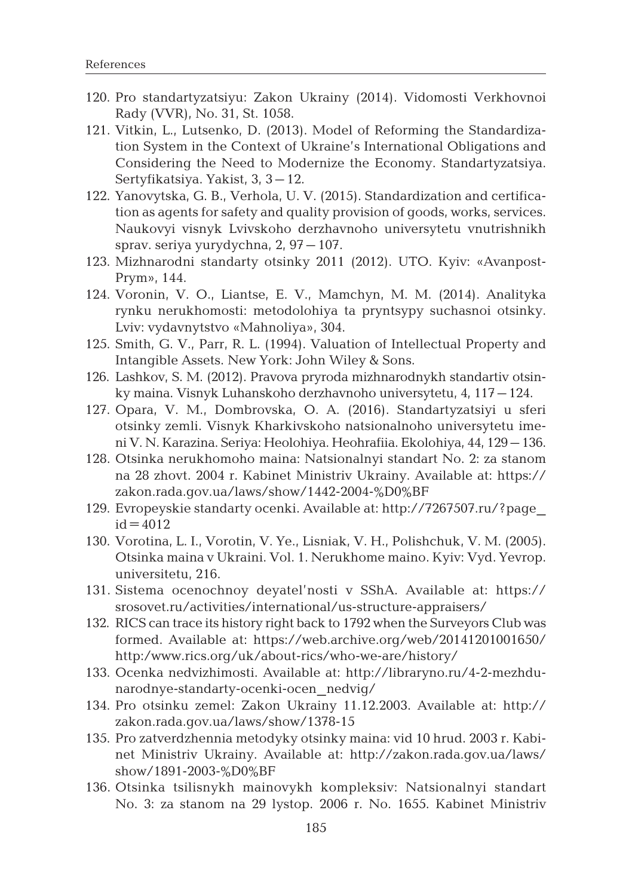120. Pro standartyzatsiyu: Zakon Ukrainy (2014). Vidomosti Verkhovnoi Rady (VVR), No. 31, St. 1058.
121. Vitkin, L., Lutsenko, D. (2013). Model of Reforming the Standardization System in the Context of Ukraine's International Obligations and Considering the Need to Modernize the Economy. Standartyzatsiya. Sertyfikatsiya. Yakist, 3, 3–12.
122. Yanovytska, G. B., Verhola, U. V. (2015). Standardization and certification as agents for safety and quality provision of goods, works, services. Naukovyi visnyk Lvivskoho derzhavnoho universytetu vnutrishnikh sprav. seriya yurydychna, 2, 97–107.
123. Mizhnarodni standarty otsinky 2011 (2012). UTO. Kyiv: «Avanpost-Prym», 144.
124. Voronin, V. O., Liantse, E. V., Mamchyn, M. M. (2014). Analityka rynku nerukhomosti: metodolohiya ta pryntsypy suchasnoi otsinky. Lviv: vydavnytstvo «Mahnoliya», 304.
125. Smith, G. V., Parr, R. L. (1994). Valuation of Intellectual Property and Intangible Assets. New York: John Wiley & Sons.
126. Lashkov, S. M. (2012). Pravova pryroda mizhnarodnykh standartiv otsinky maina. Visnyk Luhanskoho derzhavnoho universytetu, 4, 117–124.
127. Opara, V. M., Dombrovska, O. A. (2016). Standartyzatsiyi u sferi otsinky zemli. Visnyk Kharkivskoho natsionalnoho universytetu imeni V. N. Karazina. Seriya: Heolohiya. Heohrafiia. Ekolohiya, 44, 129–136.
128. Otsinka nerukhomoho maina: Natsionalnyi standart No. 2: za stanom na 28 zhovt. 2004 r. Kabinet Ministriv Ukrainy. Available at: https://zakon.rada.gov.ua/laws/show/1442-2004-%D0%BF
129. Evropeyskie standarty ocenki. Available at: http://7267507.ru/?page_id=4012
130. Vorotina, L. I., Vorotin, V. Ye., Lisniak, V. H., Polishchuk, V. M. (2005). Otsinka maina v Ukraini. Vol. 1. Nerukhome maino. Kyiv: Vyd. Yevrop. universitetu, 216.
131. Sistema ocenochnoy deyatel'nosti v SShA. Available at: https://srosovet.ru/activities/international/us-structure-appraisers/
132. RICS can trace its history right back to 1792 when the Surveyors Club was formed. Available at: https://web.archive.org/web/20141201001650/http:/www.rics.org/uk/about-rics/who-we-are/history/
133. Ocenka nedvizhimosti. Available at: http://libraryno.ru/4-2-mezhdunarodnye-standarty-ocenki-ocen_nedvig/
134. Pro otsinku zemel: Zakon Ukrainy 11.12.2003. Available at: http://zakon.rada.gov.ua/laws/show/1378-15
135. Pro zatverdzhennia metodyky otsinky maina: vid 10 hrud. 2003 r. Kabinet Ministriv Ukrainy. Available at: http://zakon.rada.gov.ua/laws/show/1891-2003-%D0%BF
136. Otsinka tsilisnykh mainovykh kompleksiv: Natsionalnyi standart No. 3: za stanom na 29 lystop. 2006 r. No. 1655. Kabinet Ministriv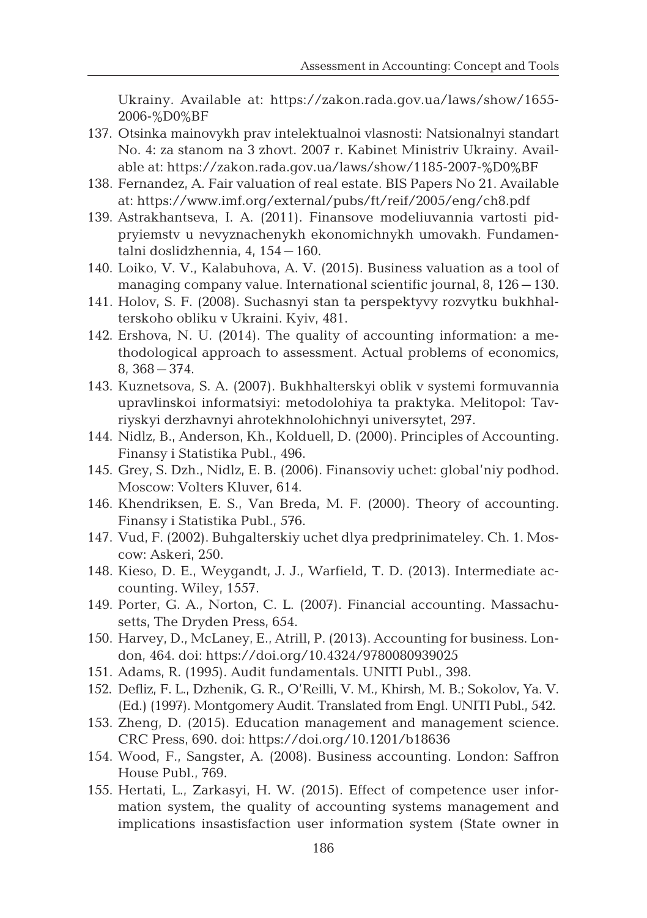Ukrainy. Available at: https://zakon.rada.gov.ua/laws/show/1655-2006-%D0%BF

137. Otsinka mainovykh prav intelektualnoi vlasnosti: Natsionalnyi standart No. 4: za stanom na 3 zhovt. 2007 r. Kabinet Ministriv Ukrainy. Available at: https://zakon.rada.gov.ua/laws/show/1185-2007-%D0%BF
138. Fernandez, A. Fair valuation of real estate. BIS Papers No 21. Available at: https://www.imf.org/external/pubs/ft/reif/2005/eng/ch8.pdf
139. Astrakhantseva, I. A. (2011). Finansove modeliuvannia vartosti pidpryiemstv u nevyznachenykh ekonomichnykh umovakh. Fundamentalni doslidzhennia, 4, 154—160.
140. Loiko, V. V., Kalabuhova, A. V. (2015). Business valuation as a tool of managing company value. International scientific journal, 8, 126—130.
141. Holov, S. F. (2008). Suchasnyi stan ta perspektyvy rozvytku bukhhalterskoho obliku v Ukraini. Kyiv, 481.
142. Ershova, N. U. (2014). The quality of accounting information: a methodological approach to assessment. Actual problems of economics, 8, 368—374.
143. Kuznetsova, S. A. (2007). Bukhhalterskyi oblik v systemi formuvannia upravlinskoi informatsiyi: metodolohiya ta praktyka. Melitopol: Tavriyskyi derzhavnyi ahrotekhnolohichnyi universytet, 297.
144. Nidlz, B., Anderson, Kh., Kolduell, D. (2000). Principles of Accounting. Finansy i Statistika Publ., 496.
145. Grey, S. Dzh., Nidlz, E. B. (2006). Finansoviy uchet: global'niy podhod. Moscow: Volters Kluver, 614.
146. Khendriksen, E. S., Van Breda, M. F. (2000). Theory of accounting. Finansy i Statistika Publ., 576.
147. Vud, F. (2002). Buhgalterskiy uchet dlya predprinimateley. Ch. 1. Moscow: Askeri, 250.
148. Kieso, D. E., Weygandt, J. J., Warfield, T. D. (2013). Intermediate accounting. Wiley, 1557.
149. Porter, G. A., Norton, C. L. (2007). Financial accounting. Massachusetts, The Dryden Press, 654.
150. Harvey, D., McLaney, E., Atrill, P. (2013). Accounting for business. London, 464. doi: https://doi.org/10.4324/9780080939025
151. Adams, R. (1995). Audit fundamentals. UNITI Publ., 398.
152. Defliz, F. L., Dzhenik, G. R., O'Reilli, V. M., Khirsh, M. B.; Sokolov, Ya. V. (Ed.) (1997). Montgomery Audit. Translated from Engl. UNITI Publ., 542.
153. Zheng, D. (2015). Education management and management science. CRC Press, 690. doi: https://doi.org/10.1201/b18636
154. Wood, F., Sangster, A. (2008). Business accounting. London: Saffron House Publ., 769.
155. Hertati, L., Zarkasyi, H. W. (2015). Effect of competence user information system, the quality of accounting systems management and implications insastisfaction user information system (State owner in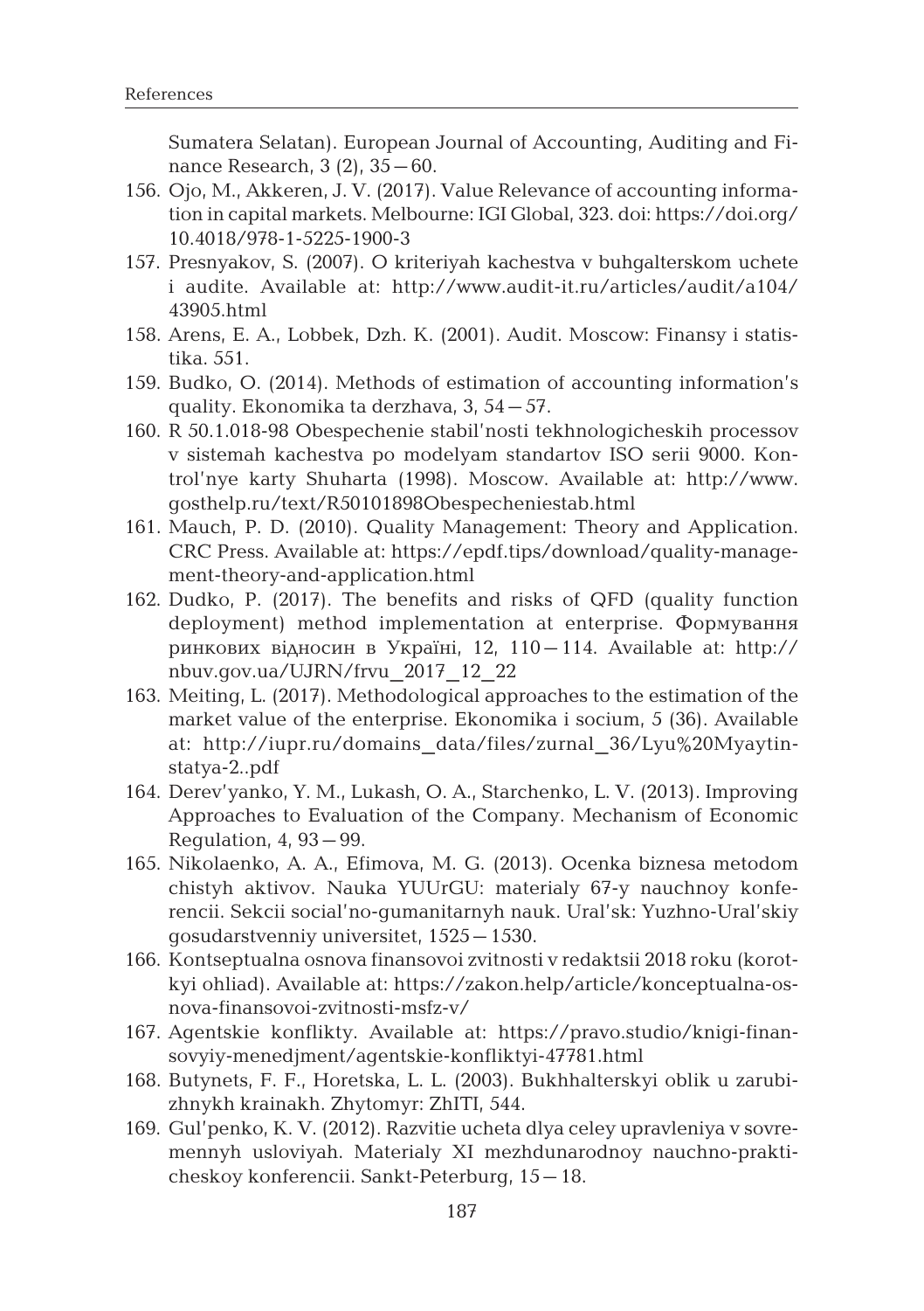Sumatera Selatan). European Journal of Accounting, Auditing and Finance Research, 3 (2), 35–60.

156. Ojo, M., Akkeren, J. V. (2017). Value Relevance of accounting information in capital markets. Melbourne: IGI Global, 323. doi: https://doi.org/10.4018/978-1-5225-1900-3
157. Presnyakov, S. (2007). O kriteriyah kachestva v buhgalterskom uchete i audite. Available at: http://www.audit-it.ru/articles/audit/a104/43905.html
158. Arens, E. A., Lobbek, Dzh. K. (2001). Audit. Moscow: Finansy i statistika. 551.
159. Budko, O. (2014). Methods of estimation of accounting information's quality. Ekonomika ta derzhava, 3, 54–57.
160. R 50.1.018-98 Obespechenie stabil'nosti tekhnologicheskih processov v sistemah kachestva po modelyam standartov ISO serii 9000. Kontrol'nye karty Shuharta (1998). Moscow. Available at: http://www.gosthelp.ru/text/R50101898Obespecheniestab.html
161. Mauch, P. D. (2010). Quality Management: Theory and Application. CRC Press. Available at: https://epdf.tips/download/quality-management-theory-and-application.html
162. Dudko, P. (2017). The benefits and risks of QFD (quality function deployment) method implementation at enterprise. Формування ринкових відносин в Україні, 12, 110–114. Available at: http://nbuv.gov.ua/UJRN/frvu_2017_12_22
163. Meiting, L. (2017). Methodological approaches to the estimation of the market value of the enterprise. Ekonomika i socium, 5 (36). Available at: http://iupr.ru/domains_data/files/zurnal_36/Lyu%20Myaytin-statya-2..pdf
164. Derev'yanko, Y. M., Lukash, O. A., Starchenko, L. V. (2013). Improving Approaches to Evaluation of the Company. Mechanism of Economic Regulation, 4, 93–99.
165. Nikolaenko, A. A., Efimova, M. G. (2013). Ocenka biznesa metodom chistyh aktivov. Nauka YUUrGU: materialy 67-y nauchnoy konferencii. Sekcii social'no-gumanitarnyh nauk. Ural'sk: Yuzhno-Ural'skiy gosudarstvenniy universitet, 1525–1530.
166. Kontseptualna osnova finansovoi zvitnosti v redaktsii 2018 roku (korotkyi ohliad). Available at: https://zakon.help/article/konceptualna-osnova-finansovoi-zvitnosti-msfz-v/
167. Agentskie konflikty. Available at: https://pravo.studio/knigi-finansovyiy-menedjment/agentskie-konfliktyi-47781.html
168. Butynets, F. F., Horetska, L. L. (2003). Bukhhalterskyi oblik u zarubizhnykh krainakh. Zhytomyr: ZhITI, 544.
169. Gul'penko, K. V. (2012). Razvitie ucheta dlya celey upravleniya v sovremennyh usloviyah. Materialy XI mezhdunarodnoy nauchno-prakticheskoy konferencii. Sankt-Peterburg, 15–18.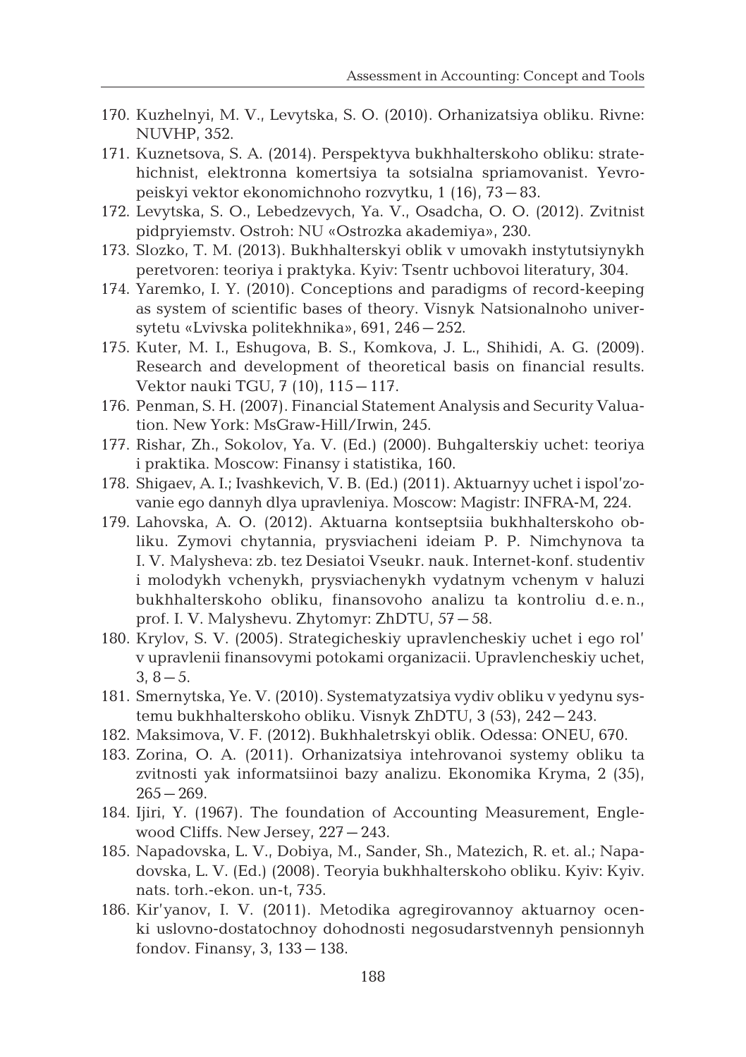170. Kuzhelnyi, M. V., Levytska, S. O. (2010). Orhanizatsiya obliku. Rivne: NUVHP, 352.
171. Kuznetsova, S. A. (2014). Perspektyva bukhhalterskoho obliku: stratehichnist, elektronna komertsiya ta sotsialna spriamovanist. Yevropeiskyi vektor ekonomichnoho rozvytku, 1 (16), 73 – 83.
172. Levytska, S. O., Lebedzevych, Ya. V., Osadcha, O. O. (2012). Zvitnist pidpryiemstv. Ostroh: NU «Ostrozka akademiya», 230.
173. Slozko, T. M. (2013). Bukhhalterskyi oblik v umovakh instytutsiynykh peretvoren: teoriya i praktyka. Kyiv: Tsentr uchbovoi literatury, 304.
174. Yaremko, I. Y. (2010). Conceptions and paradigms of record-keeping as system of scientific bases of theory. Visnyk Natsionalnoho universytetu «Lvivska politekhnika», 691, 246 – 252.
175. Kuter, M. I., Eshugova, B. S., Komkova, J. L., Shihidi, A. G. (2009). Research and development of theoretical basis on financial results. Vektor nauki TGU, 7 (10), 115 – 117.
176. Penman, S. H. (2007). Financial Statement Analysis and Security Valuation. New York: MsGraw-Hill/Irwin, 245.
177. Rishar, Zh., Sokolov, Ya. V. (Ed.) (2000). Buhgalterskiy uchet: teoriya i praktika. Moscow: Finansy i statistika, 160.
178. Shigaev, A. I.; Ivashkevich, V. B. (Ed.) (2011). Aktuarnyy uchet i ispol'zovanie ego dannyh dlya upravleniya. Moscow: Magistr: INFRA-M, 224.
179. Lahovska, A. O. (2012). Aktuarna kontseptsiia bukhhalterskoho obliku. Zymovi chytannia, prysviacheni ideiam P. P. Nimchynova ta I. V. Malysheva: zb. tez Desiatoi Vseukr. nauk. Internet-konf. studentiv i molodykh vchenykh, prysviachenykh vydatnym vchenym v haluzi bukhhalterskoho obliku, finansovoho analizu ta kontroliu d. e. n., prof. I. V. Malyshevu. Zhytomyr: ZhDTU, 57 – 58.
180. Krylov, S. V. (2005). Strategicheskiy upravlencheskiy uchet i ego rol' v upravlenii finansovymi potokami organizacii. Upravlencheskiy uchet, 3, 8 – 5.
181. Smernytska, Ye. V. (2010). Systematyzatsiya vydiv obliku v yedynu systemu bukhhalterskoho obliku. Visnyk ZhDTU, 3 (53), 242 – 243.
182. Maksimova, V. F. (2012). Bukhhaletrskyi oblik. Odessa: ONEU, 670.
183. Zorina, O. A. (2011). Orhanizatsiya intehrovanoi systemy obliku ta zvitnosti yak informatsiinoi bazy analizu. Ekonomika Kryma, 2 (35), 265 – 269.
184. Ijiri, Y. (1967). The foundation of Accounting Measurement, Englewood Cliffs. New Jersey, 227 – 243.
185. Napadovska, L. V., Dobiya, M., Sander, Sh., Matezich, R. et. al.; Napadovska, L. V. (Ed.) (2008). Teoryia bukhhalterskoho obliku. Kyiv: Kyiv. nats. torh.-ekon. un-t, 735.
186. Kir'yanov, I. V. (2011). Metodika agregirovannoy aktuarnoy ocenki uslovno-dostatochnoy dohodnosti negosudarstvennyh pensionnyh fondov. Finansy, 3, 133 – 138.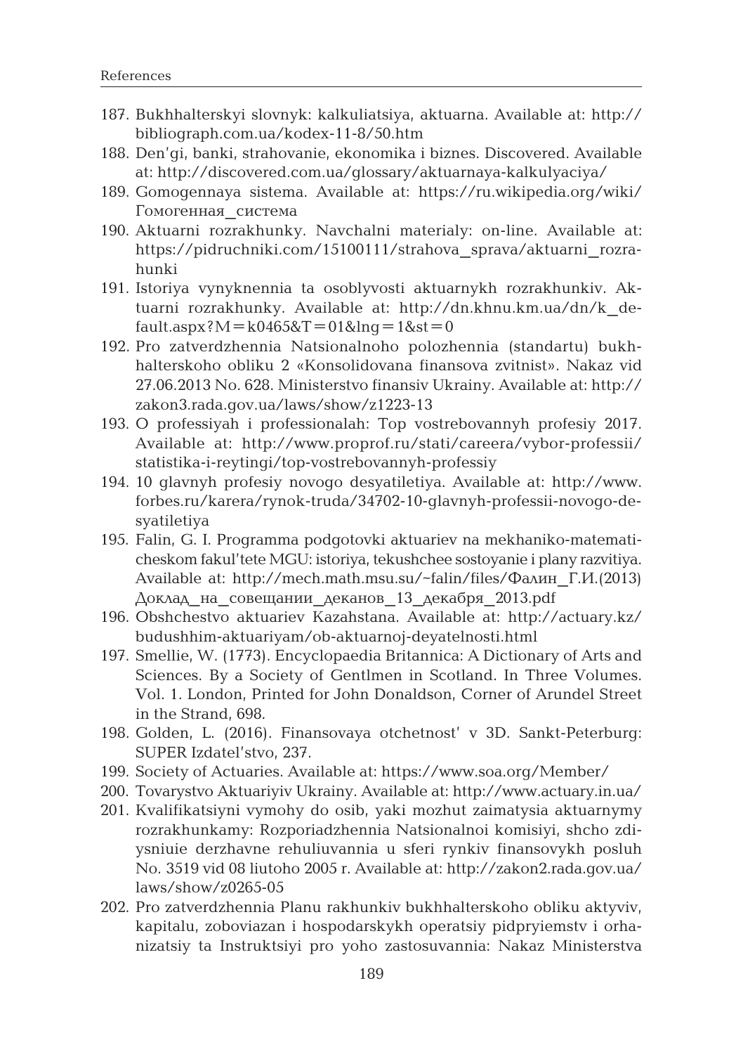187. Bukhhalterskyi slovnyk: kalkuliatsiya, aktuarna. Available at: http://bibliograph.com.ua/kodex-11-8/50.htm
188. Den'gi, banki, strahovanie, ekonomika i biznes. Discovered. Available at: http://discovered.com.ua/glossary/aktuarnaya-kalkulyaciya/
189. Gomogennaya sistema. Available at: https://ru.wikipedia.org/wiki/Гомогенная_система
190. Aktuarni rozrakhunky. Navchalni materialy: on-line. Available at: https://pidruchniki.com/15100111/strahova_sprava/aktuarni_rozrahunki
191. Istoriya vynyknennia ta osoblyvosti aktuarnykh rozrakhunkiv. Aktuarni rozrakhunky. Available at: http://dn.khnu.km.ua/dn/k_default.aspx?M=k0465&T=01&lng=1&st=0
192. Pro zatverdzhennia Natsionalnoho polozhennia (standartu) bukhhalterskoho obliku 2 «Konsolidovana finansova zvitnist». Nakaz vid 27.06.2013 No. 628. Ministerstvo finansiv Ukrainy. Available at: http://zakon3.rada.gov.ua/laws/show/z1223-13
193. O professiyah i professionalah: Top vostrebovannyh profesiy 2017. Available at: http://www.proprof.ru/stati/careera/vybor-professii/statistika-i-reytingi/top-vostrebovannyh-professiy
194. 10 glavnyh profesiy novogo desyatiletiya. Available at: http://www.forbes.ru/karera/rynok-truda/34702-10-glavnyh-professii-novogo-desyatiletiya
195. Falin, G. I. Programma podgotovki aktuariev na mekhaniko-matematicheskom fakul'tete MGU: istoriya, tekushchee sostoyanie i plany razvitiya. Available at: http://mech.math.msu.su/~falin/files/Фалин_Г.И.(2013)Доклад_на_совещании_деканов_13_декабря_2013.pdf
196. Obshchestvo aktuariev Kazahstana. Available at: http://actuary.kz/budushhim-aktuariyam/ob-aktuarnoj-deyatelnosti.html
197. Smellie, W. (1773). Encyclopaedia Britannica: A Dictionary of Arts and Sciences. By a Society of Gentlmen in Scotland. In Three Volumes. Vol. 1. London, Printed for John Donaldson, Corner of Arundel Street in the Strand, 698.
198. Golden, L. (2016). Finansovaya otchetnost' v 3D. Sankt-Peterburg: SUPER Izdatel'stvo, 237.
199. Society of Actuaries. Available at: https://www.soa.org/Member/
200. Tovarystvo Aktuariyiv Ukrainy. Available at: http://www.actuary.in.ua/
201. Kvalifikatsiyni vymohy do osib, yaki mozhut zaimatysia aktuarnymy rozrakhunkamy: Rozporiadzhennia Natsionalnoi komisiyi, shcho zdiysniuie derzhavne rehuliuvannia u sferi rynkiv finansovykh posluh No. 3519 vid 08 liutoho 2005 r. Available at: http://zakon2.rada.gov.ua/laws/show/z0265-05
202. Pro zatverdzhennia Planu rakhunkiv bukhhalterskoho obliku aktyviv, kapitalu, zoboviazan i hospodarskykh operatsiy pidpryiemstv i orhanizatsiy ta Instruktsiyi pro yoho zastosuvannia: Nakaz Ministerstva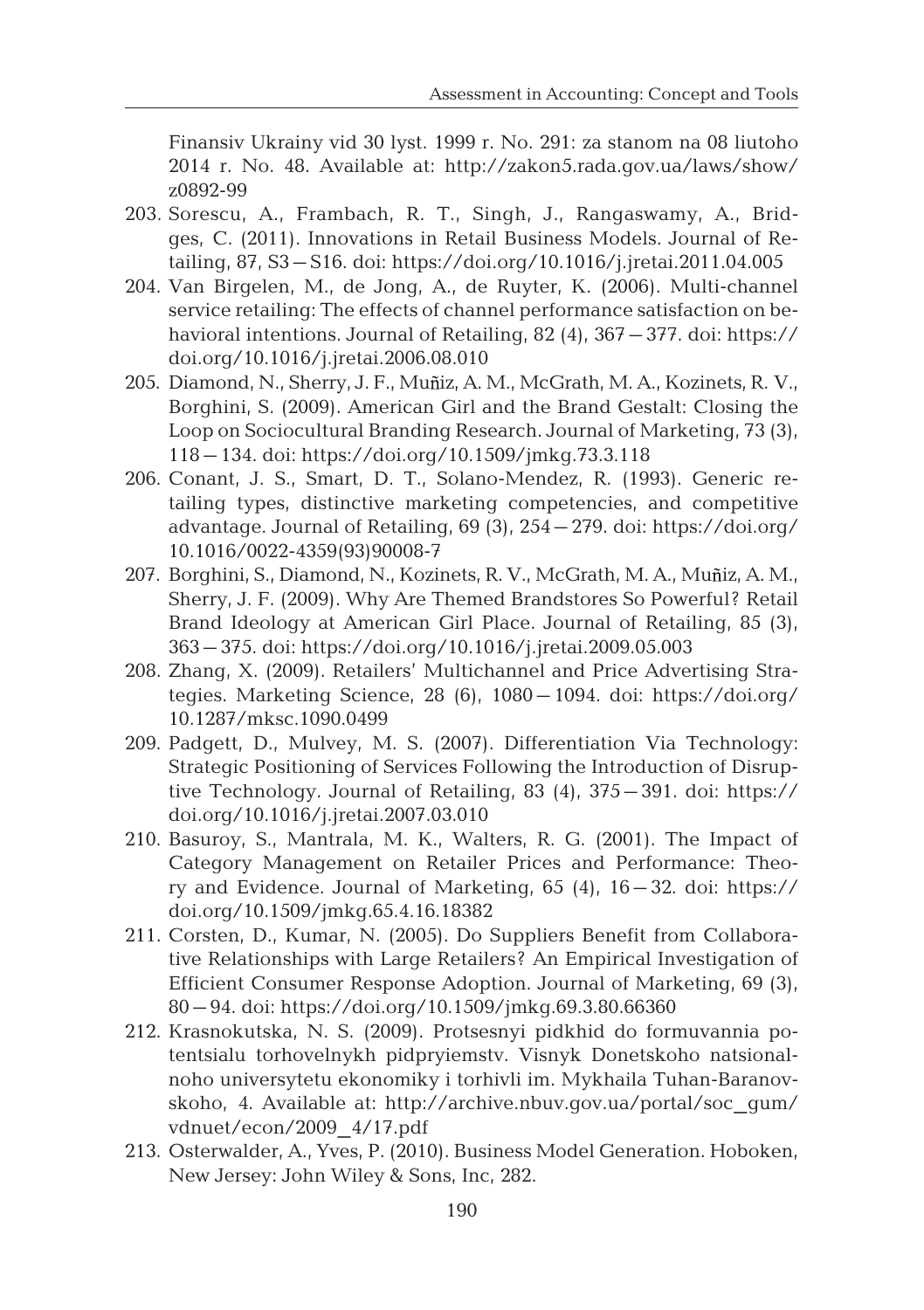Finansiv Ukrainy vid 30 lyst. 1999 r. No. 291: za stanom na 08 liutoho 2014 r. No. 48. Available at: http://zakon5.rada.gov.ua/laws/show/z0892-99

203. Sorescu, A., Frambach, R. T., Singh, J., Rangaswamy, A., Bridges, C. (2011). Innovations in Retail Business Models. Journal of Retailing, 87, S3—S16. doi: https://doi.org/10.1016/j.jretai.2011.04.005
204. Van Birgelen, M., de Jong, A., de Ruyter, K. (2006). Multi-channel service retailing: The effects of channel performance satisfaction on behavioral intentions. Journal of Retailing, 82 (4), 367—377. doi: https://doi.org/10.1016/j.jretai.2006.08.010
205. Diamond, N., Sherry, J. F., Muñiz, A. M., McGrath, M. A., Kozinets, R. V., Borghini, S. (2009). American Girl and the Brand Gestalt: Closing the Loop on Sociocultural Branding Research. Journal of Marketing, 73 (3), 118—134. doi: https://doi.org/10.1509/jmkg.73.3.118
206. Conant, J. S., Smart, D. T., Solano-Mendez, R. (1993). Generic retailing types, distinctive marketing competencies, and competitive advantage. Journal of Retailing, 69 (3), 254—279. doi: https://doi.org/10.1016/0022-4359(93)90008-7
207. Borghini, S., Diamond, N., Kozinets, R. V., McGrath, M. A., Muñiz, A. M., Sherry, J. F. (2009). Why Are Themed Brandstores So Powerful? Retail Brand Ideology at American Girl Place. Journal of Retailing, 85 (3), 363—375. doi: https://doi.org/10.1016/j.jretai.2009.05.003
208. Zhang, X. (2009). Retailers' Multichannel and Price Advertising Strategies. Marketing Science, 28 (6), 1080—1094. doi: https://doi.org/10.1287/mksc.1090.0499
209. Padgett, D., Mulvey, M. S. (2007). Differentiation Via Technology: Strategic Positioning of Services Following the Introduction of Disruptive Technology. Journal of Retailing, 83 (4), 375—391. doi: https://doi.org/10.1016/j.jretai.2007.03.010
210. Basuroy, S., Mantrala, M. K., Walters, R. G. (2001). The Impact of Category Management on Retailer Prices and Performance: Theory and Evidence. Journal of Marketing, 65 (4), 16—32. doi: https://doi.org/10.1509/jmkg.65.4.16.18382
211. Corsten, D., Kumar, N. (2005). Do Suppliers Benefit from Collaborative Relationships with Large Retailers? An Empirical Investigation of Efficient Consumer Response Adoption. Journal of Marketing, 69 (3), 80—94. doi: https://doi.org/10.1509/jmkg.69.3.80.66360
212. Krasnokutska, N. S. (2009). Protsesnyi pidkhid do formuvannia potentsialu torhovelnykh pidpryiemstv. Visnyk Donetskoho natsionalnoho universytetu ekonomiky i torhivli im. Mykhaila Tuhan-Baranovskoho, 4. Available at: http://archive.nbuv.gov.ua/portal/soc_gum/vdnuet/econ/2009_4/17.pdf
213. Osterwalder, A., Yves, P. (2010). Business Model Generation. Hoboken, New Jersey: John Wiley & Sons, Inc, 282.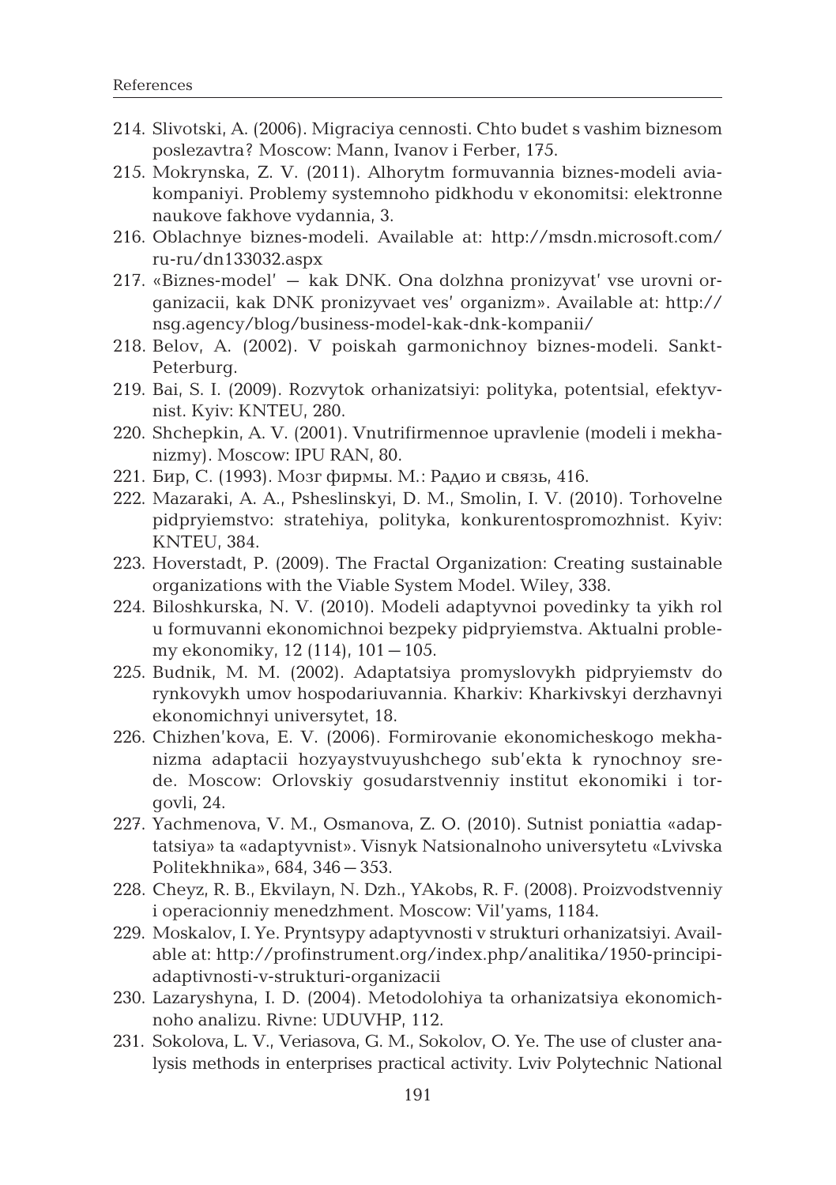214. Slivotski, A. (2006). Migraciya cennosti. Chto budet s vashim biznesom poslezavtra? Moscow: Mann, Ivanov i Ferber, 175.
215. Mokrynska, Z. V. (2011). Alhorytm formuvannia biznes-modeli aviakompaniyi. Problemy systemnoho pidkhodu v ekonomitsi: elektronne naukove fakhove vydannia, 3.
216. Oblachnye biznes-modeli. Available at: http://msdn.microsoft.com/ru-ru/dn133032.aspx
217. «Biznes-model' — kak DNK. Ona dolzhna pronizyvat' vse urovni organizacii, kak DNK pronizyvaet ves' organizm». Available at: http://nsg.agency/blog/business-model-kak-dnk-kompanii/
218. Belov, A. (2002). V poiskah garmonichnoy biznes-modeli. Sankt-Peterburg.
219. Bai, S. I. (2009). Rozvytok orhanizatsiyi: polityka, potentsial, efektyvnist. Kyiv: KNTEU, 280.
220. Shchepkin, A. V. (2001). Vnutrifirmennoe upravlenie (modeli i mekhanizmy). Moscow: IPU RAN, 80.
221. Бир, С. (1993). Мозг фирмы. М.: Радио и связь, 416.
222. Mazaraki, A. A., Psheslinskyi, D. M., Smolin, I. V. (2010). Torhovelne pidpryiemstvo: stratehiya, polityka, konkurentospromozhnist. Kyiv: KNTEU, 384.
223. Hoverstadt, P. (2009). The Fractal Organization: Creating sustainable organizations with the Viable System Model. Wiley, 338.
224. Biloshkurska, N. V. (2010). Modeli adaptyvnoi povedinky ta yikh rol u formuvanni ekonomichnoi bezpeky pidpryiemstva. Aktualni problemy ekonomiky, 12 (114), 101—105.
225. Budnik, M. M. (2002). Adaptatsiya promyslovykh pidpryiemstv do rynkovykh umov hospodariuvannia. Kharkiv: Kharkivskyi derzhavnyi ekonomichnyi universytet, 18.
226. Chizhen'kova, E. V. (2006). Formirovanie ekonomicheskogo mekhanizma adaptacii hozyaystvuyushchego sub'ekta k rynochnoy srede. Moscow: Orlovskiy gosudarstvenniy institut ekonomiki i torgovli, 24.
227. Yachmenova, V. M., Osmanova, Z. O. (2010). Sutnist poniattia «adaptatsiya» ta «adaptyvnist». Visnyk Natsionalnoho universytetu «Lvivska Politekhnika», 684, 346—353.
228. Cheyz, R. B., Ekvilayn, N. Dzh., YAkobs, R. F. (2008). Proizvodstvenniy i operacionniy menedzhment. Moscow: Vil'yams, 1184.
229. Moskalov, I. Ye. Pryntsypy adaptyvnosti v strukturi orhanizatsiyi. Available at: http://profinstrument.org/index.php/analitika/1950-principi-adaptivnosti-v-strukturi-organizacii
230. Lazaryshyna, I. D. (2004). Metodolohiya ta orhanizatsiya ekonomichnoho analizu. Rivne: UDUVHP, 112.
231. Sokolova, L. V., Veriasova, G. M., Sokolov, O. Ye. The use of cluster analysis methods in enterprises practical activity. Lviv Polytechnic National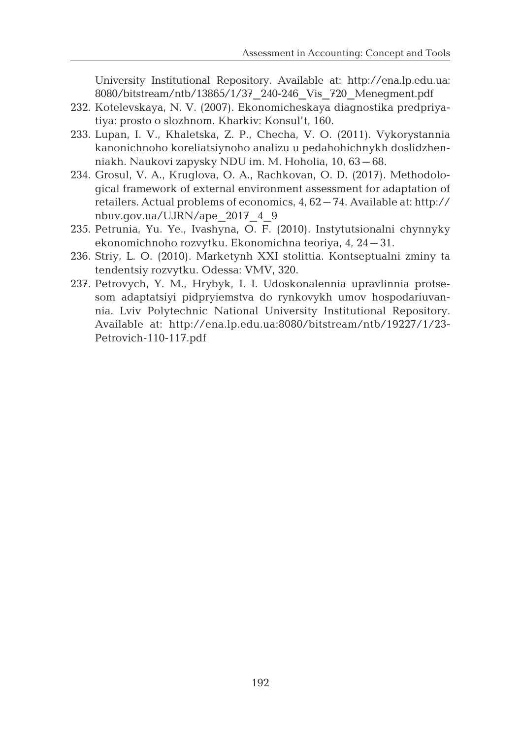University Institutional Repository. Available at: http://ena.lp.edu.ua:8080/bitstream/ntb/13865/1/37_240-246_Vis_720_Menegment.pdf

232. Kotelevskaya, N. V. (2007). Ekonomicheskaya diagnostika predpriyatiya: prosto o slozhnom. Kharkiv: Konsul't, 160.
233. Lupan, I. V., Khaletska, Z. P., Checha, V. O. (2011). Vykorystannia kanonichnoho koreliatsiynoho analizu u pedahohichnykh doslidzhenniakh. Naukovi zapysky NDU im. M. Hoholia, 10, 63—68.
234. Grosul, V. A., Kruglova, O. A., Rachkovan, O. D. (2017). Methodological framework of external environment assessment for adaptation of retailers. Actual problems of economics, 4, 62—74. Available at: http://nbuv.gov.ua/UJRN/ape_2017_4_9
235. Petrunia, Yu. Ye., Ivashyna, O. F. (2010). Instytutsionalni chynnyky ekonomichnoho rozvytku. Ekonomichna teoriya, 4, 24—31.
236. Striy, L. O. (2010). Marketynh XXI stolittia. Kontseptualni zminy ta tendentsiy rozvytku. Odessa: VMV, 320.
237. Petrovych, Y. M., Hrybyk, I. I. Udoskonalennia upravlinnia protsesom adaptatsiyi pidpryiemstva do rynkovykh umov hospodariuvannia. Lviv Polytechnic National University Institutional Repository. Available at: http://ena.lp.edu.ua:8080/bitstream/ntb/19227/1/23-Petrovich-110-117.pdf